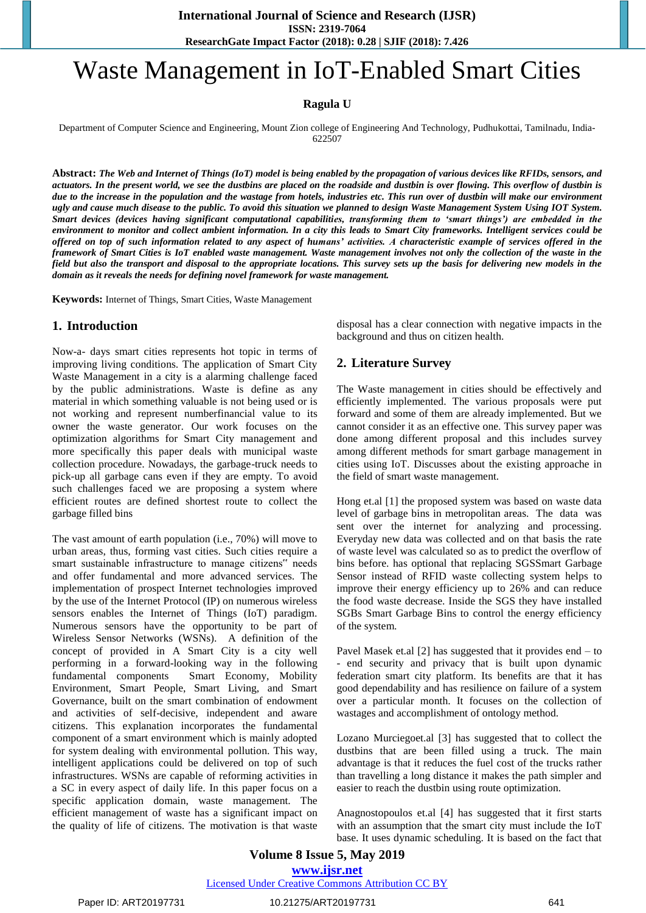# Waste Management in IoT-Enabled Smart Cities

**Ragula U**

Department of Computer Science and Engineering, Mount Zion college of Engineering And Technology, Pudhukottai, Tamilnadu, India-622507

**Abstract:** ***The Web and Internet of Things (IoT) model is being enabled by the propagation of various devices like RFIDs, sensors, and actuators. In the present world, we see the dustbins are placed on the roadside and dustbin is over flowing. This overflow of dustbin is due to the increase in the population and the wastage from hotels, industries etc. This run over of dustbin will make our environment ugly and cause much disease to the public. To avoid this situation we planned to design Waste Management System Using IOT System. Smart devices (devices having significant computational capabilities, transforming them to 'smart things') are embedded in the environment to monitor and collect ambient information. In a city this leads to Smart City frameworks. Intelligent services could be offered on top of such information related to any aspect of humans' activities. A characteristic example of services offered in the framework of Smart Cities is IoT enabled waste management. Waste management involves not only the collection of the waste in the field but also the transport and disposal to the appropriate locations. This survey sets up the basis for delivering new models in the domain as it reveals the needs for defining novel framework for waste management.***

**Keywords:** Internet of Things, Smart Cities, Waste Management

## 1. Introduction

Now-a- days smart cities represents hot topic in terms of improving living conditions. The application of Smart City Waste Management in a city is a alarming challenge faced by the public administrations. Waste is define as any material in which something valuable is not being used or is not working and represent numberfinancial value to its owner the waste generator. Our work focuses on the optimization algorithms for Smart City management and more specifically this paper deals with municipal waste collection procedure. Nowadays, the garbage-truck needs to pick-up all garbage cans even if they are empty. To avoid such challenges faced we are proposing a system where efficient routes are defined shortest route to collect the garbage filled bins

The vast amount of earth population (i.e., 70%) will move to urban areas, thus, forming vast cities. Such cities require a smart sustainable infrastructure to manage citizens" needs and offer fundamental and more advanced services. The implementation of prospect Internet technologies improved by the use of the Internet Protocol (IP) on numerous wireless sensors enables the Internet of Things (IoT) paradigm. Numerous sensors have the opportunity to be part of Wireless Sensor Networks (WSNs). A definition of the concept of provided in A Smart City is a city well performing in a forward-looking way in the following fundamental components Smart Economy, Mobility Environment, Smart People, Smart Living, and Smart Governance, built on the smart combination of endowment and activities of self-decisive, independent and aware citizens. This explanation incorporates the fundamental component of a smart environment which is mainly adopted for system dealing with environmental pollution. This way, intelligent applications could be delivered on top of such infrastructures. WSNs are capable of reforming activities in a SC in every aspect of daily life. In this paper focus on a specific application domain, waste management. The efficient management of waste has a significant impact on the quality of life of citizens. The motivation is that waste disposal has a clear connection with negative impacts in the background and thus on citizen health.

## 2. Literature Survey

The Waste management in cities should be effectively and efficiently implemented. The various proposals were put forward and some of them are already implemented. But we cannot consider it as an effective one. This survey paper was done among different proposal and this includes survey among different methods for smart garbage management in cities using IoT. Discusses about the existing approache in the field of smart waste management.

Hong et.al [1] the proposed system was based on waste data level of garbage bins in metropolitan areas. The data was sent over the internet for analyzing and processing. Everyday new data was collected and on that basis the rate of waste level was calculated so as to predict the overflow of bins before. has optional that replacing SGSSmart Garbage Sensor instead of RFID waste collecting system helps to improve their energy efficiency up to 26% and can reduce the food waste decrease. Inside the SGS they have installed SGBs Smart Garbage Bins to control the energy efficiency of the system.

Pavel Masek et.al [2] has suggested that it provides end – to - end security and privacy that is built upon dynamic federation smart city platform. Its benefits are that it has good dependability and has resilience on failure of a system over a particular month. It focuses on the collection of wastages and accomplishment of ontology method.

Lozano Murciegoet.al [3] has suggested that to collect the dustbins that are been filled using a truck. The main advantage is that it reduces the fuel cost of the trucks rather than travelling a long distance it makes the path simpler and easier to reach the dustbin using route optimization.

Anagnostopoulos et.al [4] has suggested that it first starts with an assumption that the smart city must include the IoT base. It uses dynamic scheduling. It is based on the fact that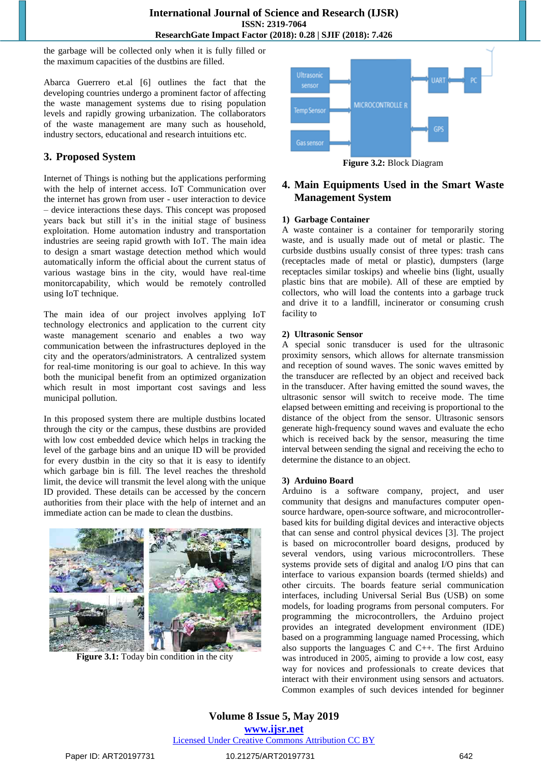the garbage will be collected only when it is fully filled or the maximum capacities of the dustbins are filled.

Abarca Guerrero et.al [6] outlines the fact that the developing countries undergo a prominent factor of affecting the waste management systems due to rising population levels and rapidly growing urbanization. The collaborators of the waste management are many such as household, industry sectors, educational and research intuitions etc.

## 3. Proposed System

Internet of Things is nothing but the applications performing with the help of internet access. IoT Communication over the internet has grown from user - user interaction to device – device interactions these days. This concept was proposed years back but still it's in the initial stage of business exploitation. Home automation industry and transportation industries are seeing rapid growth with IoT. The main idea to design a smart wastage detection method which would automatically inform the official about the current status of various wastage bins in the city, would have real-time monitorcapability, which would be remotely controlled using IoT technique.

The main idea of our project involves applying IoT technology electronics and application to the current city waste management scenario and enables a two way communication between the infrastructures deployed in the city and the operators/administrators. A centralized system for real-time monitoring is our goal to achieve. In this way both the municipal benefit from an optimized organization which result in most important cost savings and less municipal pollution.

In this proposed system there are multiple dustbins located through the city or the campus, these dustbins are provided with low cost embedded device which helps in tracking the level of the garbage bins and an unique ID will be provided for every dustbin in the city so that it is easy to identify which garbage bin is fill. The level reaches the threshold limit, the device will transmit the level along with the unique ID provided. These details can be accessed by the concern authorities from their place with the help of internet and an immediate action can be made to clean the dustbins.

**Figure 3.1:** Today bin condition in the city

Ultrasonic sensor

Temp Sensor

Gas sensor

MICROCONTROLLE R

UART

PC

GPS

**Figure 3.2:** Block Diagram

## 4. Main Equipments Used in the Smart Waste Management System

### 1) Garbage Container

A waste container is a container for temporarily storing waste, and is usually made out of metal or plastic. The curbside dustbins usually consist of three types: trash cans (receptacles made of metal or plastic), dumpsters (large receptacles similar toskips) and wheelie bins (light, usually plastic bins that are mobile). All of these are emptied by collectors, who will load the contents into a garbage truck and drive it to a landfill, incinerator or consuming crush facility to

### 2) Ultrasonic Sensor

A special sonic transducer is used for the ultrasonic proximity sensors, which allows for alternate transmission and reception of sound waves. The sonic waves emitted by the transducer are reflected by an object and received back in the transducer. After having emitted the sound waves, the ultrasonic sensor will switch to receive mode. The time elapsed between emitting and receiving is proportional to the distance of the object from the sensor. Ultrasonic sensors generate high-frequency sound waves and evaluate the echo which is received back by the sensor, measuring the time interval between sending the signal and receiving the echo to determine the distance to an object.

### 3) Arduino Board

Arduino is a software company, project, and user community that designs and manufactures computer open-source hardware, open-source software, and microcontroller-based kits for building digital devices and interactive objects that can sense and control physical devices [3]. The project is based on microcontroller board designs, produced by several vendors, using various microcontrollers. These systems provide sets of digital and analog I/O pins that can interface to various expansion boards (termed shields) and other circuits. The boards feature serial communication interfaces, including Universal Serial Bus (USB) on some models, for loading programs from personal computers. For programming the microcontrollers, the Arduino project provides an integrated development environment (IDE) based on a programming language named Processing, which also supports the languages C and C++. The first Arduino was introduced in 2005, aiming to provide a low cost, easy way for novices and professionals to create devices that interact with their environment using sensors and actuators. Common examples of such devices intended for beginner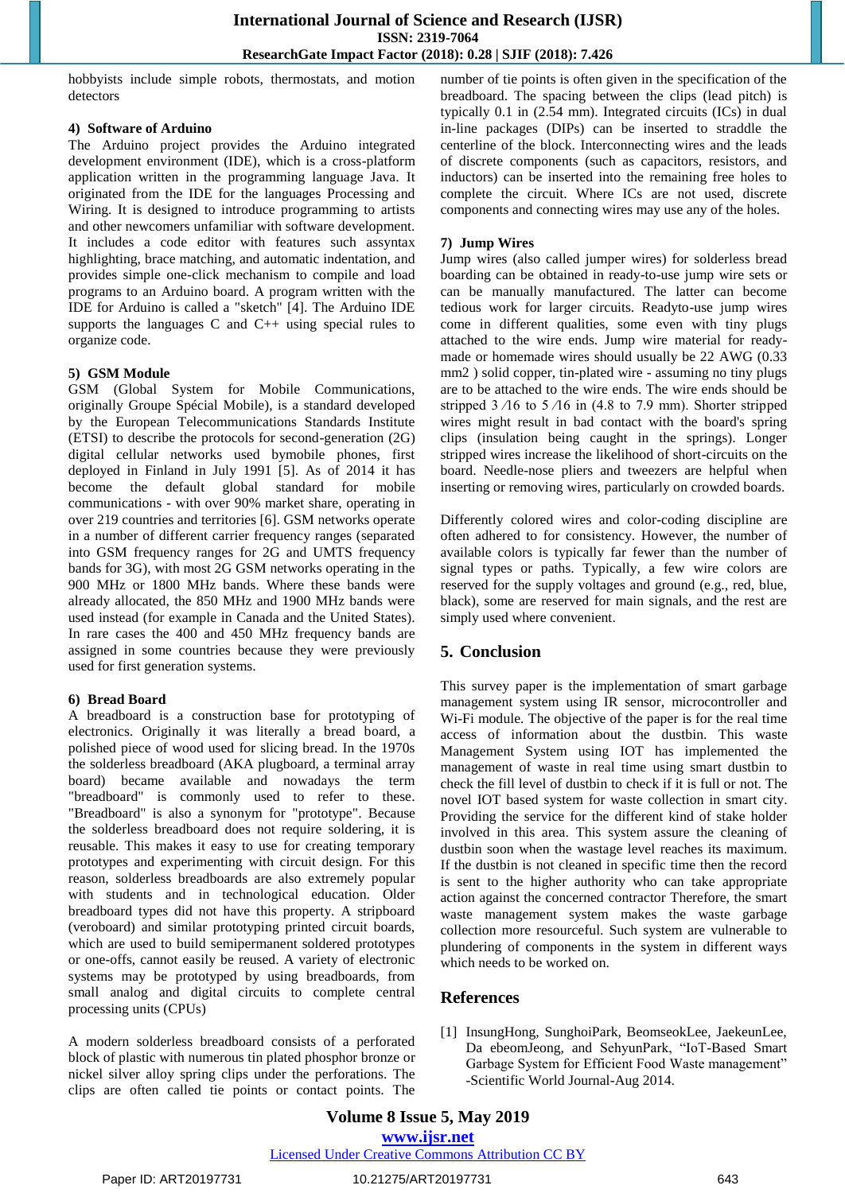hobbyists include simple robots, thermostats, and motion detectors

### 4) Software of Arduino

The Arduino project provides the Arduino integrated development environment (IDE), which is a cross-platform application written in the programming language Java. It originated from the IDE for the languages Processing and Wiring. It is designed to introduce programming to artists and other newcomers unfamiliar with software development. It includes a code editor with features such assyntax highlighting, brace matching, and automatic indentation, and provides simple one-click mechanism to compile and load programs to an Arduino board. A program written with the IDE for Arduino is called a "sketch" [4]. The Arduino IDE supports the languages C and C++ using special rules to organize code.

### 5) GSM Module

GSM (Global System for Mobile Communications, originally Groupe Spécial Mobile), is a standard developed by the European Telecommunications Standards Institute (ETSI) to describe the protocols for second-generation (2G) digital cellular networks used bymobile phones, first deployed in Finland in July 1991 [5]. As of 2014 it has become the default global standard for mobile communications - with over 90% market share, operating in over 219 countries and territories [6]. GSM networks operate in a number of different carrier frequency ranges (separated into GSM frequency ranges for 2G and UMTS frequency bands for 3G), with most 2G GSM networks operating in the 900 MHz or 1800 MHz bands. Where these bands were already allocated, the 850 MHz and 1900 MHz bands were used instead (for example in Canada and the United States). In rare cases the 400 and 450 MHz frequency bands are assigned in some countries because they were previously used for first generation systems.

### 6) Bread Board

A breadboard is a construction base for prototyping of electronics. Originally it was literally a bread board, a polished piece of wood used for slicing bread. In the 1970s the solderless breadboard (AKA plugboard, a terminal array board) became available and nowadays the term "breadboard" is commonly used to refer to these. "Breadboard" is also a synonym for "prototype". Because the solderless breadboard does not require soldering, it is reusable. This makes it easy to use for creating temporary prototypes and experimenting with circuit design. For this reason, solderless breadboards are also extremely popular with students and in technological education. Older breadboard types did not have this property. A stripboard (veroboard) and similar prototyping printed circuit boards, which are used to build semipermanent soldered prototypes or one-offs, cannot easily be reused. A variety of electronic systems may be prototyped by using breadboards, from small analog and digital circuits to complete central processing units (CPUs)

A modern solderless breadboard consists of a perforated block of plastic with numerous tin plated phosphor bronze or nickel silver alloy spring clips under the perforations. The clips are often called tie points or contact points. The number of tie points is often given in the specification of the breadboard. The spacing between the clips (lead pitch) is typically 0.1 in (2.54 mm). Integrated circuits (ICs) in dual in-line packages (DIPs) can be inserted to straddle the centerline of the block. Interconnecting wires and the leads of discrete components (such as capacitors, resistors, and inductors) can be inserted into the remaining free holes to complete the circuit. Where ICs are not used, discrete components and connecting wires may use any of the holes.

### 7) Jump Wires

Jump wires (also called jumper wires) for solderless bread boarding can be obtained in ready-to-use jump wire sets or can be manually manufactured. The latter can become tedious work for larger circuits. Readyto-use jump wires come in different qualities, some even with tiny plugs attached to the wire ends. Jump wire material for ready-made or homemade wires should usually be 22 AWG (0.33 mm2 ) solid copper, tin-plated wire - assuming no tiny plugs are to be attached to the wire ends. The wire ends should be stripped 3 ⁄16 to 5 ⁄16 in (4.8 to 7.9 mm). Shorter stripped wires might result in bad contact with the board's spring clips (insulation being caught in the springs). Longer stripped wires increase the likelihood of short-circuits on the board. Needle-nose pliers and tweezers are helpful when inserting or removing wires, particularly on crowded boards.

Differently colored wires and color-coding discipline are often adhered to for consistency. However, the number of available colors is typically far fewer than the number of signal types or paths. Typically, a few wire colors are reserved for the supply voltages and ground (e.g., red, blue, black), some are reserved for main signals, and the rest are simply used where convenient.

## 5. Conclusion

This survey paper is the implementation of smart garbage management system using IR sensor, microcontroller and Wi-Fi module. The objective of the paper is for the real time access of information about the dustbin. This waste Management System using IOT has implemented the management of waste in real time using smart dustbin to check the fill level of dustbin to check if it is full or not. The novel IOT based system for waste collection in smart city. Providing the service for the different kind of stake holder involved in this area. This system assure the cleaning of dustbin soon when the wastage level reaches its maximum. If the dustbin is not cleaned in specific time then the record is sent to the higher authority who can take appropriate action against the concerned contractor Therefore, the smart waste management system makes the waste garbage collection more resourceful. Such system are vulnerable to plundering of components in the system in different ways which needs to be worked on.

## References

[1] InsungHong, SunghoiPark, BeomseokLee, JaekeunLee, Da ebeomJeong, and SehyunPark, "IoT-Based Smart Garbage System for Efficient Food Waste management" -Scientific World Journal-Aug 2014.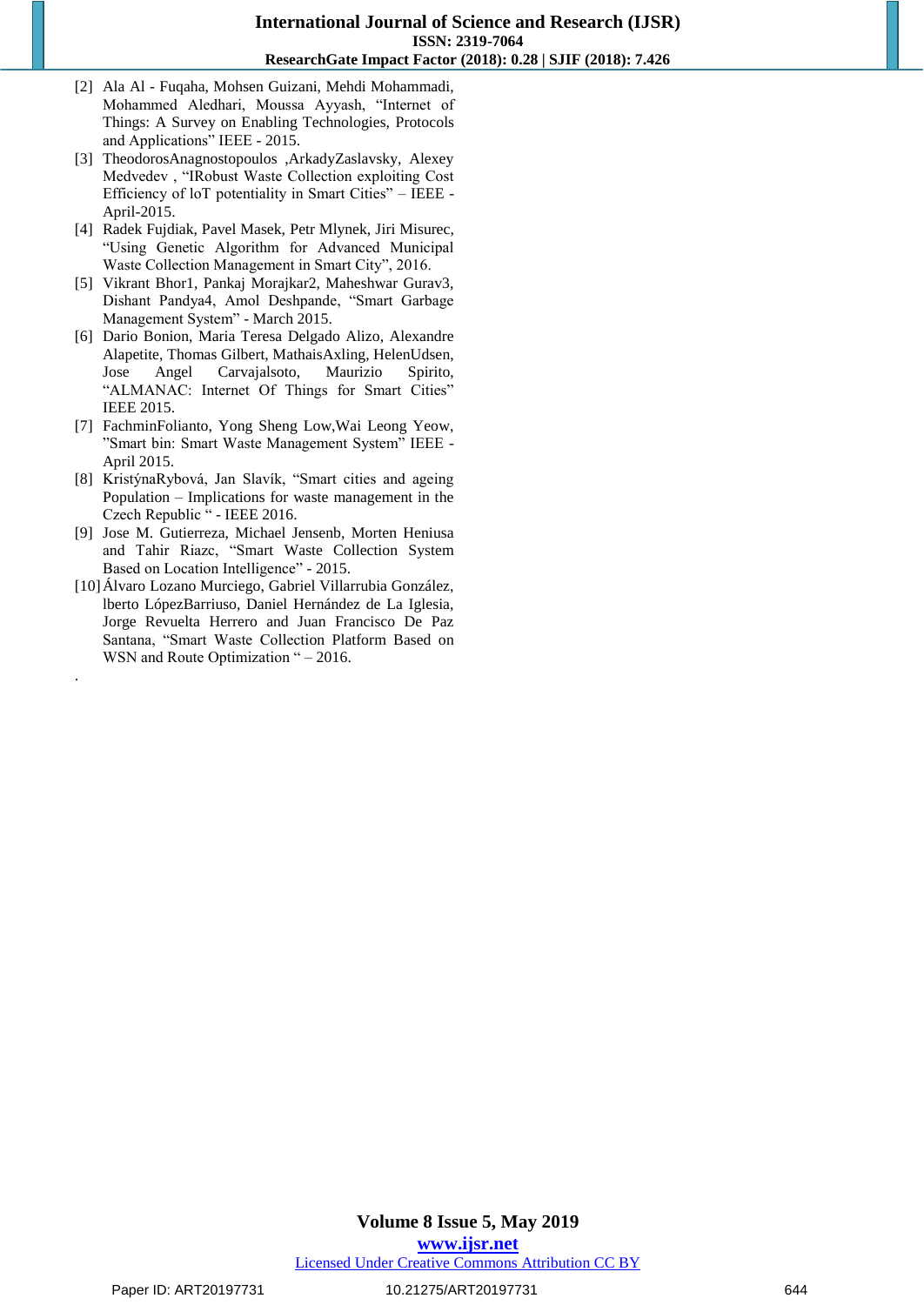[2] Ala Al - Fuqaha, Mohsen Guizani, Mehdi Mohammadi, Mohammed Aledhari, Moussa Ayyash, "Internet of Things: A Survey on Enabling Technologies, Protocols and Applications" IEEE - 2015.

[3] TheodorosAnagnostopoulos ,ArkadyZaslavsky, Alexey Medvedev , "IRobust Waste Collection exploiting Cost Efficiency of loT potentiality in Smart Cities" – IEEE - April-2015.

[4] Radek Fujdiak, Pavel Masek, Petr Mlynek, Jiri Misurec, "Using Genetic Algorithm for Advanced Municipal Waste Collection Management in Smart City", 2016.

[5] Vikrant Bhor1, Pankaj Morajkar2, Maheshwar Gurav3, Dishant Pandya4, Amol Deshpande, "Smart Garbage Management System" - March 2015.

[6] Dario Bonion, Maria Teresa Delgado Alizo, Alexandre Alapetite, Thomas Gilbert, MathaisAxling, HelenUdsen, Jose Angel Carvajalsoto, Maurizio Spirito, "ALMANAC: Internet Of Things for Smart Cities" IEEE 2015.

[7] FachminFolianto, Yong Sheng Low,Wai Leong Yeow, "Smart bin: Smart Waste Management System" IEEE - April 2015.

[8] KristýnaRybová, Jan Slavík, "Smart cities and ageing Population – Implications for waste management in the Czech Republic " - IEEE 2016.

[9] Jose M. Gutierreza, Michael Jensenb, Morten Heniusa and Tahir Riazc, "Smart Waste Collection System Based on Location Intelligence" - 2015.

[10] Álvaro Lozano Murciego, Gabriel Villarrubia González, lberto LópezBarriuso, Daniel Hernández de La Iglesia, Jorge Revuelta Herrero and Juan Francisco De Paz Santana, "Smart Waste Collection Platform Based on WSN and Route Optimization " – 2016.